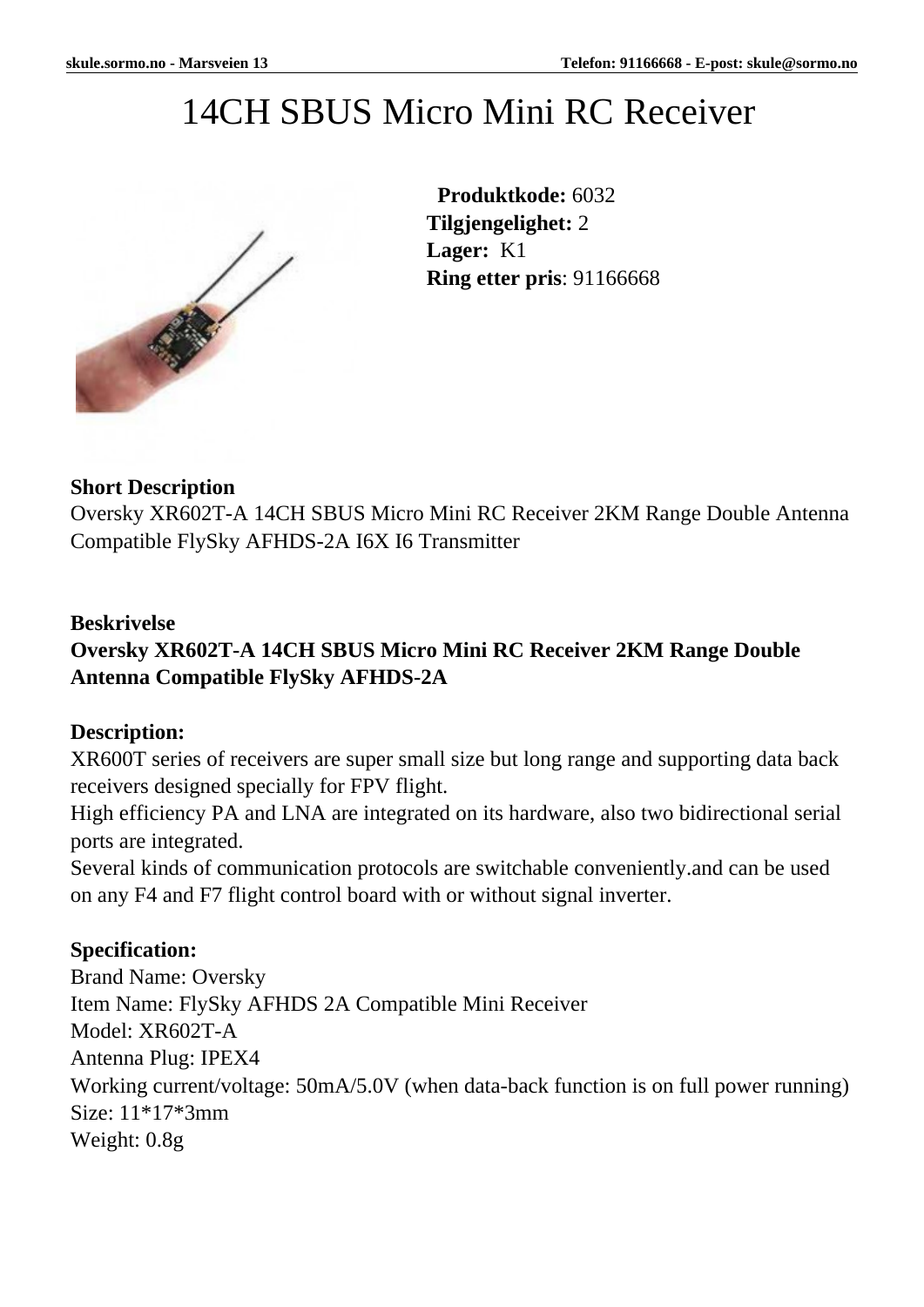# 14CH SBUS Micro Mini RC Receiver

**Produktkode:** 6032
**Tilgjengelighet:** 2
**Lager:** K1
**Ring etter pris**: 91166668

**Short Description**
Oversky XR602T-A 14CH SBUS Micro Mini RC Receiver 2KM Range Double Antenna Compatible FlySky AFHDS-2A I6X I6 Transmitter

**Beskrivelse**
**Oversky XR602T-A 14CH SBUS Micro Mini RC Receiver 2KM Range Double Antenna Compatible FlySky AFHDS-2A**

**Description:**
XR600T series of receivers are super small size but long range and supporting data back receivers designed specially for FPV flight.
High efficiency PA and LNA are integrated on its hardware, also two bidirectional serial ports are integrated.
Several kinds of communication protocols are switchable conveniently.and can be used on any F4 and F7 flight control board with or without signal inverter.

**Specification:**
Brand Name: Oversky
Item Name: FlySky AFHDS 2A Compatible Mini Receiver
Model: XR602T-A
Antenna Plug: IPEX4
Working current/voltage: 50mA/5.0V (when data-back function is on full power running)
Size: 11*17*3mm
Weight: 0.8g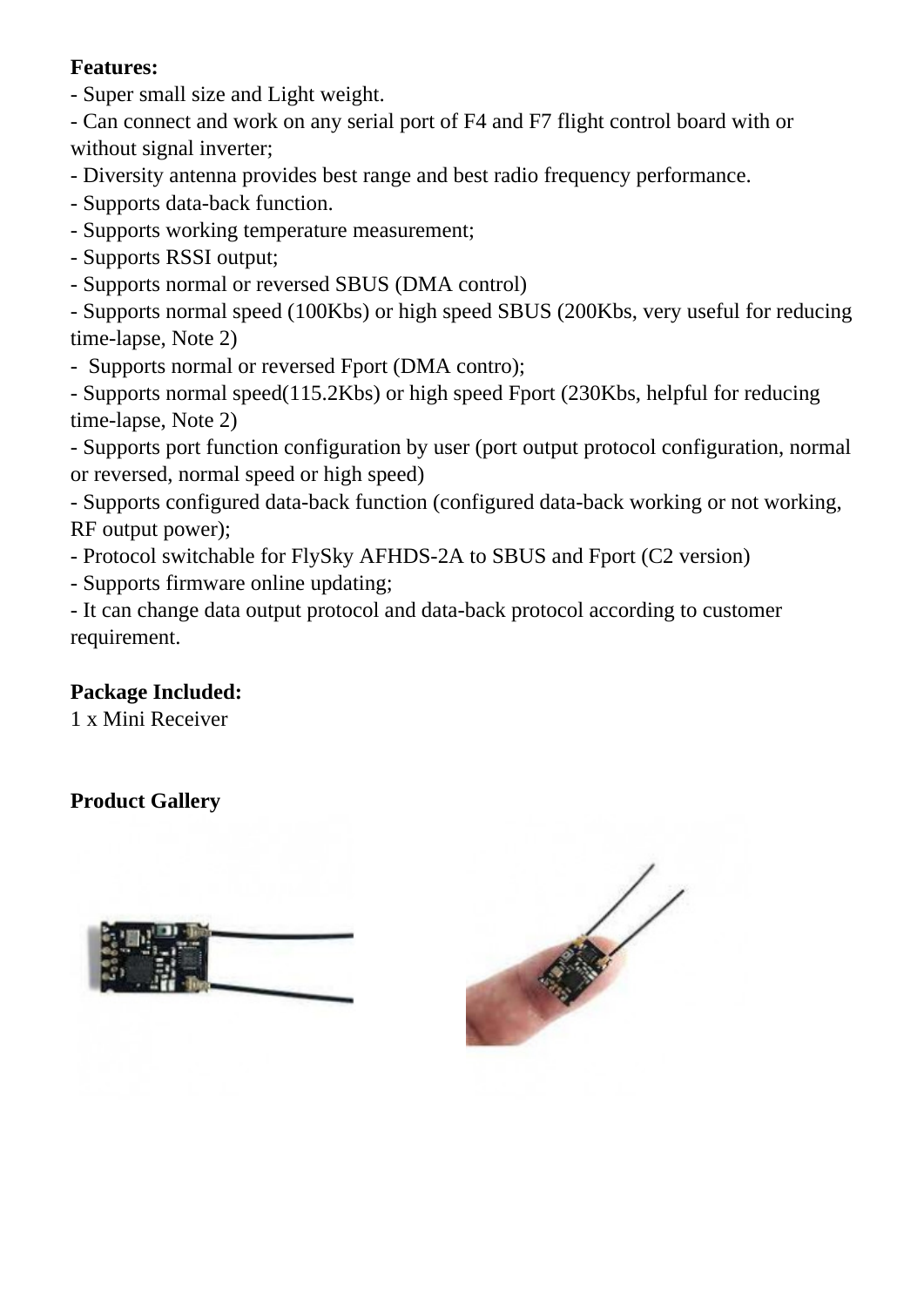**Features:**

- Super small size and Light weight.
- Can connect and work on any serial port of F4 and F7 flight control board with or without signal inverter;
- Diversity antenna provides best range and best radio frequency performance.
- Supports data-back function.
- Supports working temperature measurement;
- Supports RSSI output;
- Supports normal or reversed SBUS (DMA control)
- Supports normal speed (100Kbs) or high speed SBUS (200Kbs, very useful for reducing time-lapse, Note 2)
- Supports normal or reversed Fport (DMA contro);
- Supports normal speed(115.2Kbs) or high speed Fport (230Kbs, helpful for reducing time-lapse, Note 2)
- Supports port function configuration by user (port output protocol configuration, normal or reversed, normal speed or high speed)
- Supports configured data-back function (configured data-back working or not working, RF output power);
- Protocol switchable for FlySky AFHDS-2A to SBUS and Fport (C2 version)
- Supports firmware online updating;
- It can change data output protocol and data-back protocol according to customer requirement.

**Package Included:**

1 x Mini Receiver

**Product Gallery**